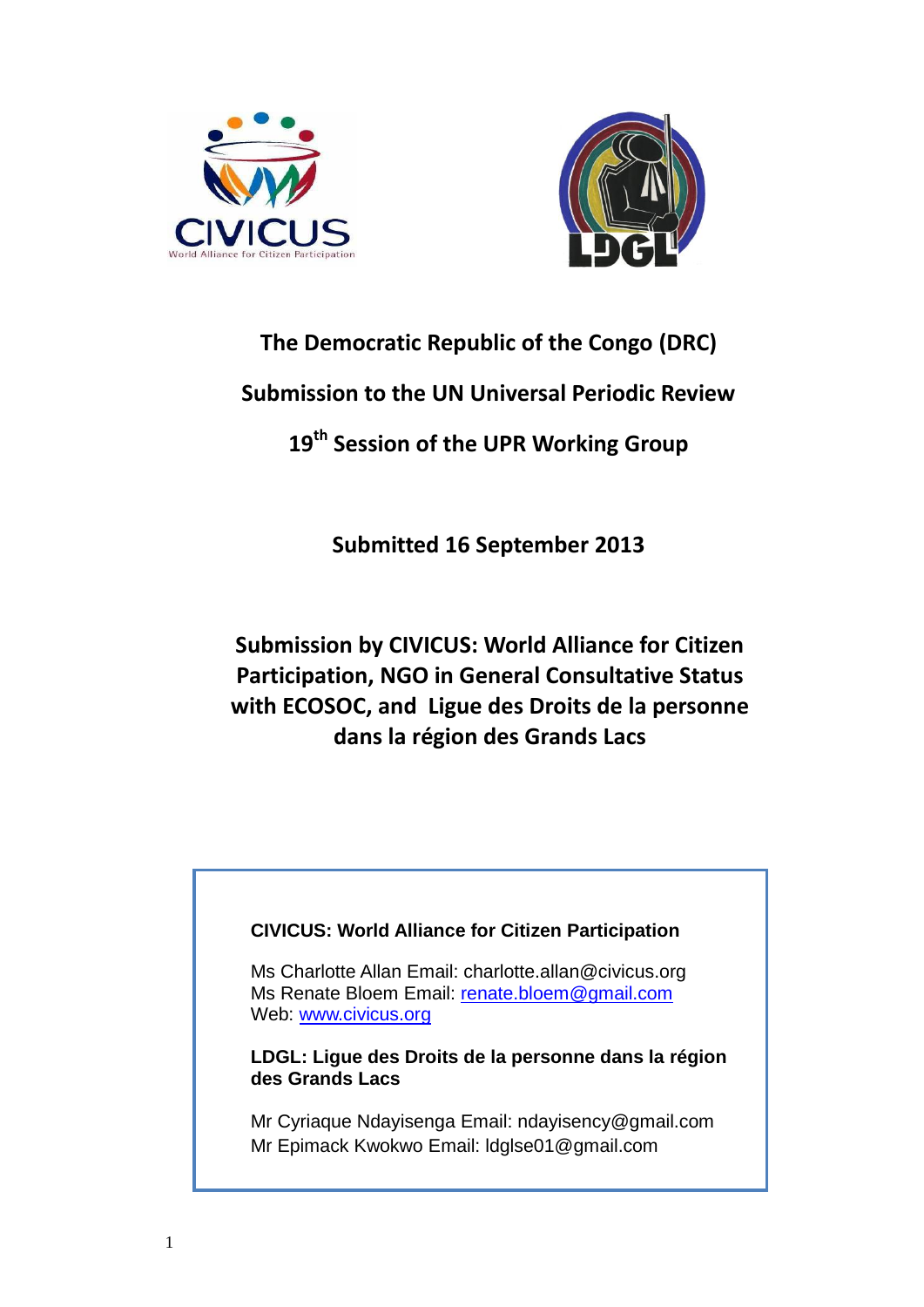# The Democratic Republic of the Congo (DRC)

## Submission to the UN Universal Periodic Review

## 19th Session of the UPR Working Group

**Submitted 16 September 2013**

**Submission by CIVICUS: World Alliance for Citizen Participation, NGO in General Consultative Status with ECOSOC, and Ligue des Droits de la personne dans la région des Grands Lacs**

**CIVICUS: World Alliance for Citizen Participation**

Ms Charlotte Allan Email: charlotte.allan@civicus.org
Ms Renate Bloem Email: renate.bloem@gmail.com
Web: www.civicus.org

**LDGL: Ligue des Droits de la personne dans la région des Grands Lacs**

Mr Cyriaque Ndayisenga Email: ndayisency@gmail.com
Mr Epimack Kwokwo Email: ldglse01@gmail.com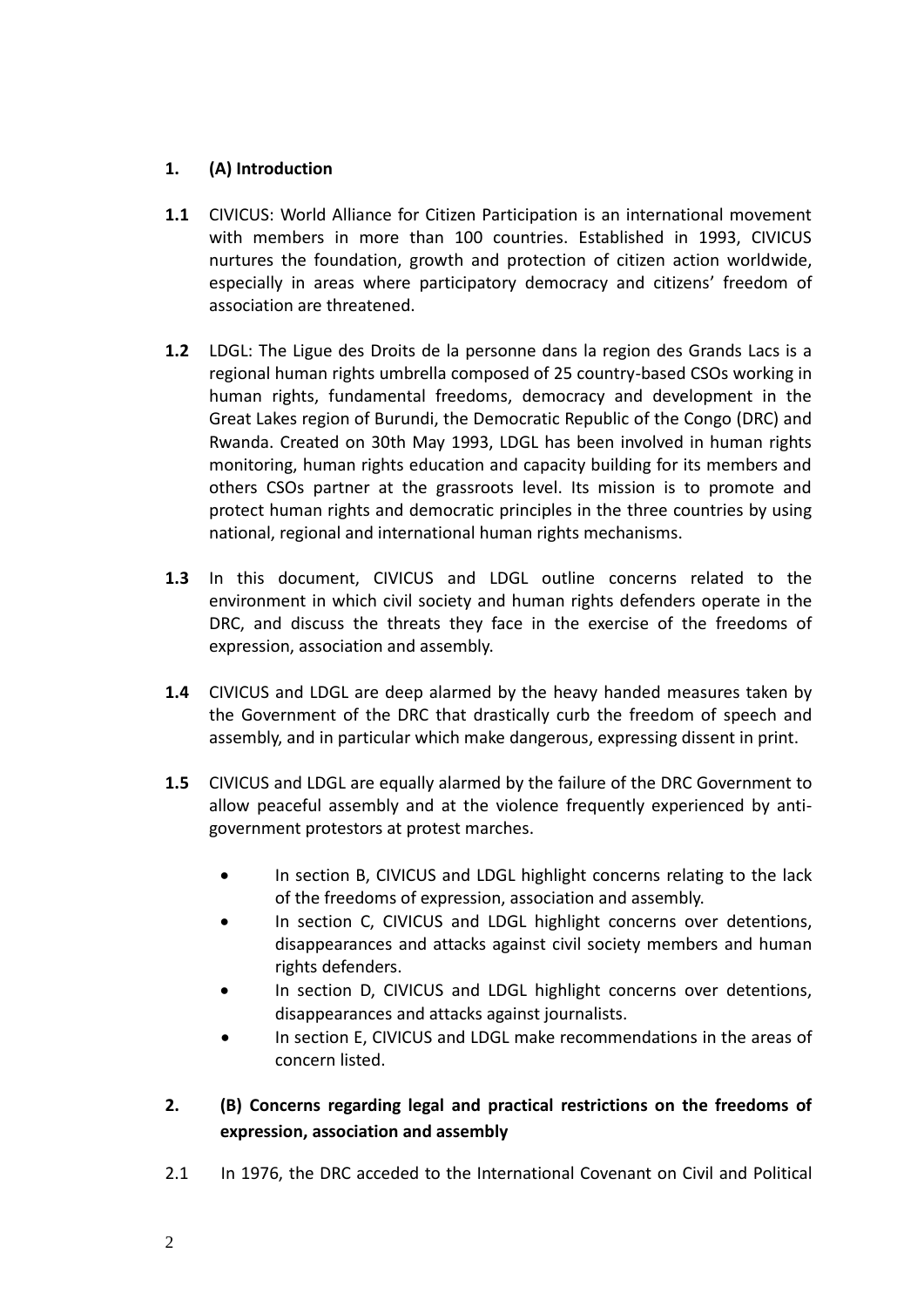## 1. (A) Introduction

**1.1** CIVICUS: World Alliance for Citizen Participation is an international movement with members in more than 100 countries. Established in 1993, CIVICUS nurtures the foundation, growth and protection of citizen action worldwide, especially in areas where participatory democracy and citizens' freedom of association are threatened.

**1.2** LDGL: The Ligue des Droits de la personne dans la region des Grands Lacs is a regional human rights umbrella composed of 25 country-based CSOs working in human rights, fundamental freedoms, democracy and development in the Great Lakes region of Burundi, the Democratic Republic of the Congo (DRC) and Rwanda. Created on 30th May 1993, LDGL has been involved in human rights monitoring, human rights education and capacity building for its members and others CSOs partner at the grassroots level. Its mission is to promote and protect human rights and democratic principles in the three countries by using national, regional and international human rights mechanisms.

**1.3** In this document, CIVICUS and LDGL outline concerns related to the environment in which civil society and human rights defenders operate in the DRC, and discuss the threats they face in the exercise of the freedoms of expression, association and assembly.

**1.4** CIVICUS and LDGL are deep alarmed by the heavy handed measures taken by the Government of the DRC that drastically curb the freedom of speech and assembly, and in particular which make dangerous, expressing dissent in print.

**1.5** CIVICUS and LDGL are equally alarmed by the failure of the DRC Government to allow peaceful assembly and at the violence frequently experienced by anti-government protestors at protest marches.

- In section B, CIVICUS and LDGL highlight concerns relating to the lack of the freedoms of expression, association and assembly.
- In section C, CIVICUS and LDGL highlight concerns over detentions, disappearances and attacks against civil society members and human rights defenders.
- In section D, CIVICUS and LDGL highlight concerns over detentions, disappearances and attacks against journalists.
- In section E, CIVICUS and LDGL make recommendations in the areas of concern listed.

## 2. (B) Concerns regarding legal and practical restrictions on the freedoms of expression, association and assembly

2.1 In 1976, the DRC acceded to the International Covenant on Civil and Political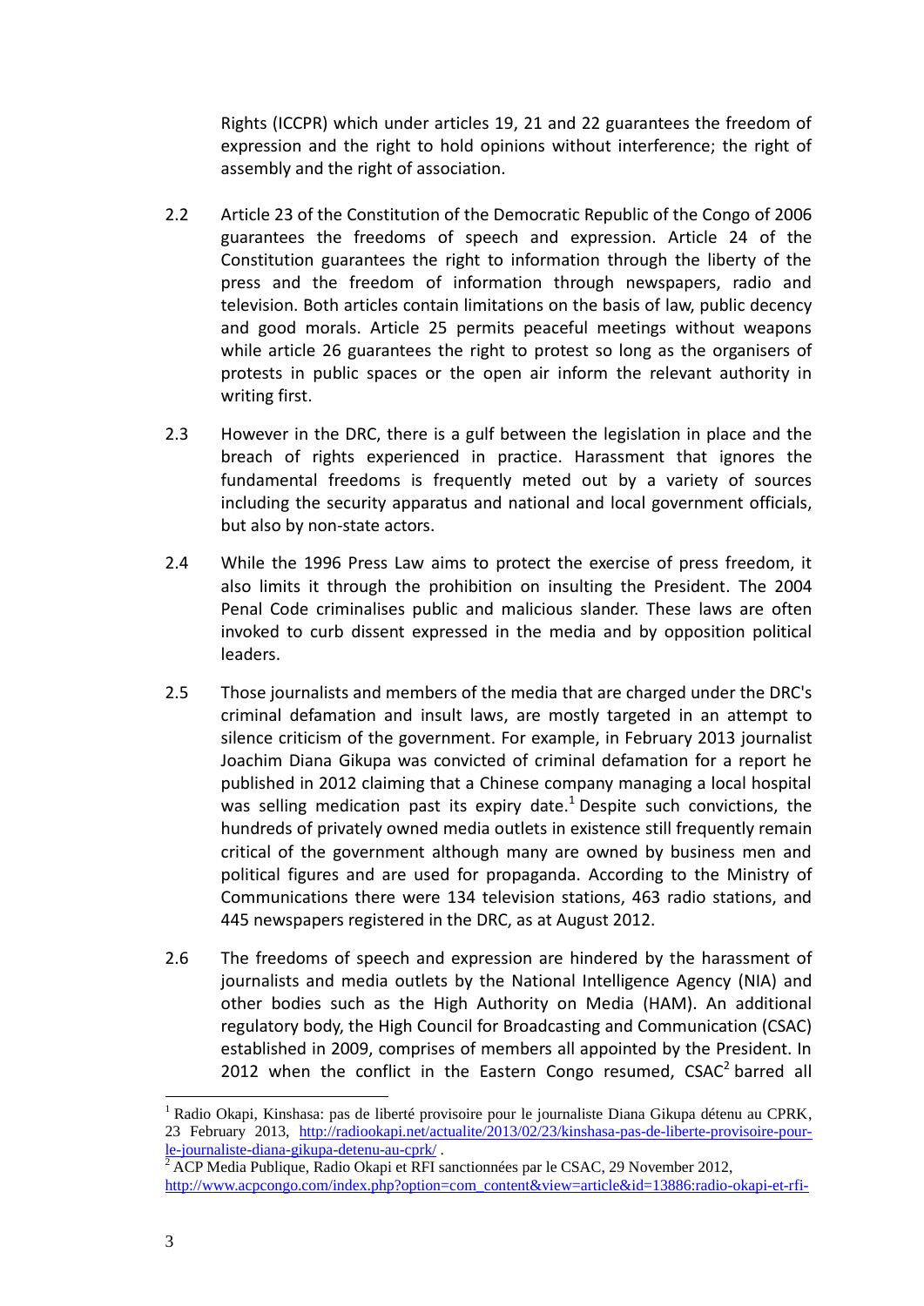Rights (ICCPR) which under articles 19, 21 and 22 guarantees the freedom of expression and the right to hold opinions without interference; the right of assembly and the right of association.

2.2 Article 23 of the Constitution of the Democratic Republic of the Congo of 2006 guarantees the freedoms of speech and expression. Article 24 of the Constitution guarantees the right to information through the liberty of the press and the freedom of information through newspapers, radio and television. Both articles contain limitations on the basis of law, public decency and good morals. Article 25 permits peaceful meetings without weapons while article 26 guarantees the right to protest so long as the organisers of protests in public spaces or the open air inform the relevant authority in writing first.

2.3 However in the DRC, there is a gulf between the legislation in place and the breach of rights experienced in practice. Harassment that ignores the fundamental freedoms is frequently meted out by a variety of sources including the security apparatus and national and local government officials, but also by non-state actors.

2.4 While the 1996 Press Law aims to protect the exercise of press freedom, it also limits it through the prohibition on insulting the President. The 2004 Penal Code criminalises public and malicious slander. These laws are often invoked to curb dissent expressed in the media and by opposition political leaders.

2.5 Those journalists and members of the media that are charged under the DRC's criminal defamation and insult laws, are mostly targeted in an attempt to silence criticism of the government. For example, in February 2013 journalist Joachim Diana Gikupa was convicted of criminal defamation for a report he published in 2012 claiming that a Chinese company managing a local hospital was selling medication past its expiry date.[1] Despite such convictions, the hundreds of privately owned media outlets in existence still frequently remain critical of the government although many are owned by business men and political figures and are used for propaganda. According to the Ministry of Communications there were 134 television stations, 463 radio stations, and 445 newspapers registered in the DRC, as at August 2012.

2.6 The freedoms of speech and expression are hindered by the harassment of journalists and media outlets by the National Intelligence Agency (NIA) and other bodies such as the High Authority on Media (HAM). An additional regulatory body, the High Council for Broadcasting and Communication (CSAC) established in 2009, comprises of members all appointed by the President. In 2012 when the conflict in the Eastern Congo resumed, CSAC[2] barred all

---

[1] Radio Okapi, Kinshasa: pas de liberté provisoire pour le journaliste Diana Gikupa détenu au CPRK, 23 February 2013, http://radiookapi.net/actualite/2013/02/23/kinshasa-pas-de-liberte-provisoire-pour-le-journaliste-diana-gikupa-detenu-au-cprk/ .

[2] ACP Media Publique, Radio Okapi et RFI sanctionnées par le CSAC, 29 November 2012, http://www.acpcongo.com/index.php?option=com_content&view=article&id=13886:radio-okapi-et-rfi-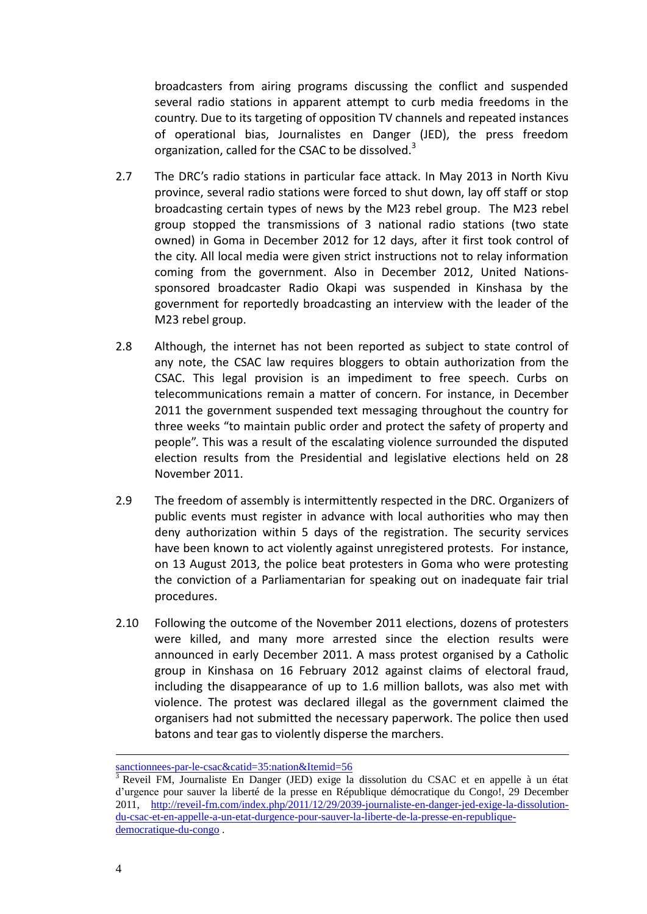broadcasters from airing programs discussing the conflict and suspended several radio stations in apparent attempt to curb media freedoms in the country. Due to its targeting of opposition TV channels and repeated instances of operational bias, Journalistes en Danger (JED), the press freedom organization, called for the CSAC to be dissolved.[3]

2.7 The DRC's radio stations in particular face attack. In May 2013 in North Kivu province, several radio stations were forced to shut down, lay off staff or stop broadcasting certain types of news by the M23 rebel group. The M23 rebel group stopped the transmissions of 3 national radio stations (two state owned) in Goma in December 2012 for 12 days, after it first took control of the city. All local media were given strict instructions not to relay information coming from the government. Also in December 2012, United Nations-sponsored broadcaster Radio Okapi was suspended in Kinshasa by the government for reportedly broadcasting an interview with the leader of the M23 rebel group.

2.8 Although, the internet has not been reported as subject to state control of any note, the CSAC law requires bloggers to obtain authorization from the CSAC. This legal provision is an impediment to free speech. Curbs on telecommunications remain a matter of concern. For instance, in December 2011 the government suspended text messaging throughout the country for three weeks "to maintain public order and protect the safety of property and people". This was a result of the escalating violence surrounded the disputed election results from the Presidential and legislative elections held on 28 November 2011.

2.9 The freedom of assembly is intermittently respected in the DRC. Organizers of public events must register in advance with local authorities who may then deny authorization within 5 days of the registration. The security services have been known to act violently against unregistered protests. For instance, on 13 August 2013, the police beat protesters in Goma who were protesting the conviction of a Parliamentarian for speaking out on inadequate fair trial procedures.

2.10 Following the outcome of the November 2011 elections, dozens of protesters were killed, and many more arrested since the election results were announced in early December 2011. A mass protest organised by a Catholic group in Kinshasa on 16 February 2012 against claims of electoral fraud, including the disappearance of up to 1.6 million ballots, was also met with violence. The protest was declared illegal as the government claimed the organisers had not submitted the necessary paperwork. The police then used batons and tear gas to violently disperse the marchers.

---

sanctionnees-par-le-csac&catid=35:nation&Itemid=56

[3] Reveil FM, Journaliste En Danger (JED) exige la dissolution du CSAC et en appelle à un état d'urgence pour sauver la liberté de la presse en République démocratique du Congo!, 29 December 2011, http://reveil-fm.com/index.php/2011/12/29/2039-journaliste-en-danger-jed-exige-la-dissolution-du-csac-et-en-appelle-a-un-etat-durgence-pour-sauver-la-liberte-de-la-presse-en-republique-democratique-du-congo .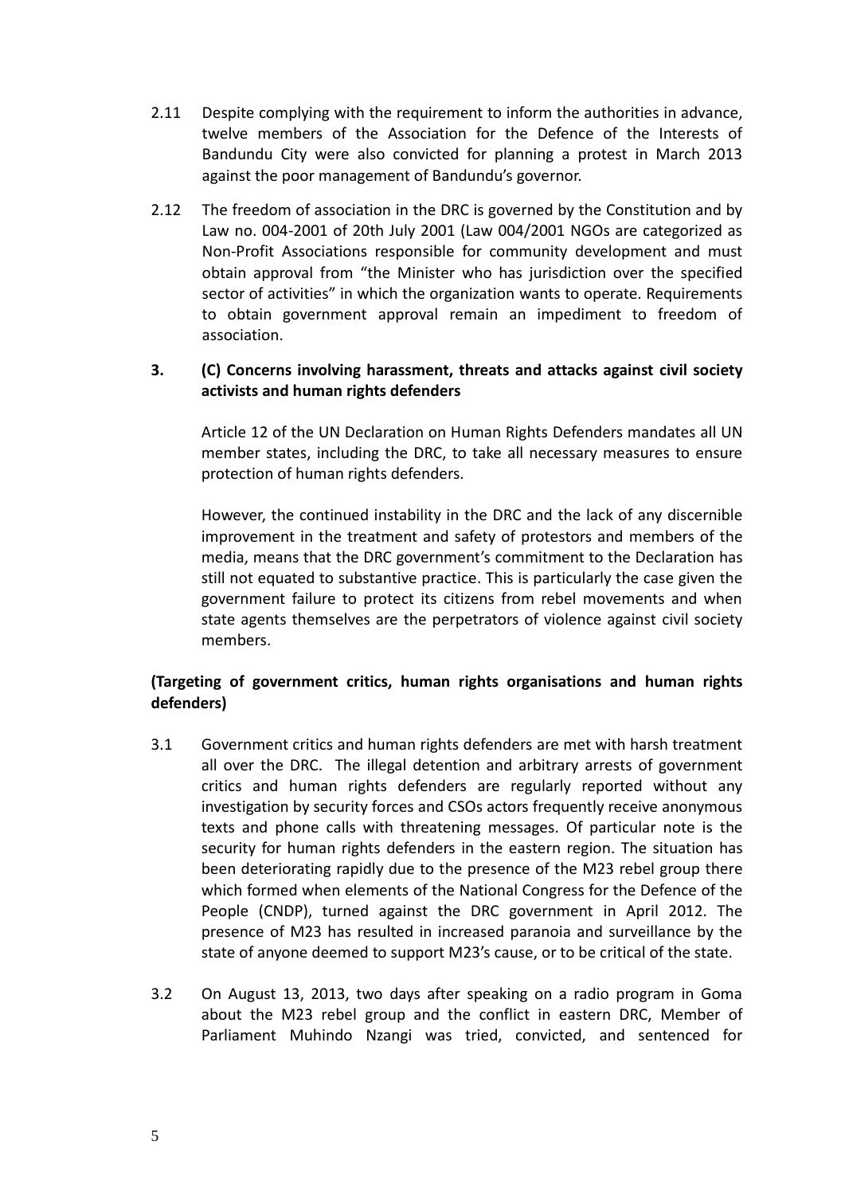2.11 Despite complying with the requirement to inform the authorities in advance, twelve members of the Association for the Defence of the Interests of Bandundu City were also convicted for planning a protest in March 2013 against the poor management of Bandundu's governor.

2.12 The freedom of association in the DRC is governed by the Constitution and by Law no. 004-2001 of 20th July 2001 (Law 004/2001 NGOs are categorized as Non-Profit Associations responsible for community development and must obtain approval from "the Minister who has jurisdiction over the specified sector of activities" in which the organization wants to operate. Requirements to obtain government approval remain an impediment to freedom of association.

## 3. (C) Concerns involving harassment, threats and attacks against civil society activists and human rights defenders

Article 12 of the UN Declaration on Human Rights Defenders mandates all UN member states, including the DRC, to take all necessary measures to ensure protection of human rights defenders.

However, the continued instability in the DRC and the lack of any discernible improvement in the treatment and safety of protestors and members of the media, means that the DRC government's commitment to the Declaration has still not equated to substantive practice. This is particularly the case given the government failure to protect its citizens from rebel movements and when state agents themselves are the perpetrators of violence against civil society members.

### (Targeting of government critics, human rights organisations and human rights defenders)

3.1 Government critics and human rights defenders are met with harsh treatment all over the DRC. The illegal detention and arbitrary arrests of government critics and human rights defenders are regularly reported without any investigation by security forces and CSOs actors frequently receive anonymous texts and phone calls with threatening messages. Of particular note is the security for human rights defenders in the eastern region. The situation has been deteriorating rapidly due to the presence of the M23 rebel group there which formed when elements of the National Congress for the Defence of the People (CNDP), turned against the DRC government in April 2012. The presence of M23 has resulted in increased paranoia and surveillance by the state of anyone deemed to support M23's cause, or to be critical of the state.

3.2 On August 13, 2013, two days after speaking on a radio program in Goma about the M23 rebel group and the conflict in eastern DRC, Member of Parliament Muhindo Nzangi was tried, convicted, and sentenced for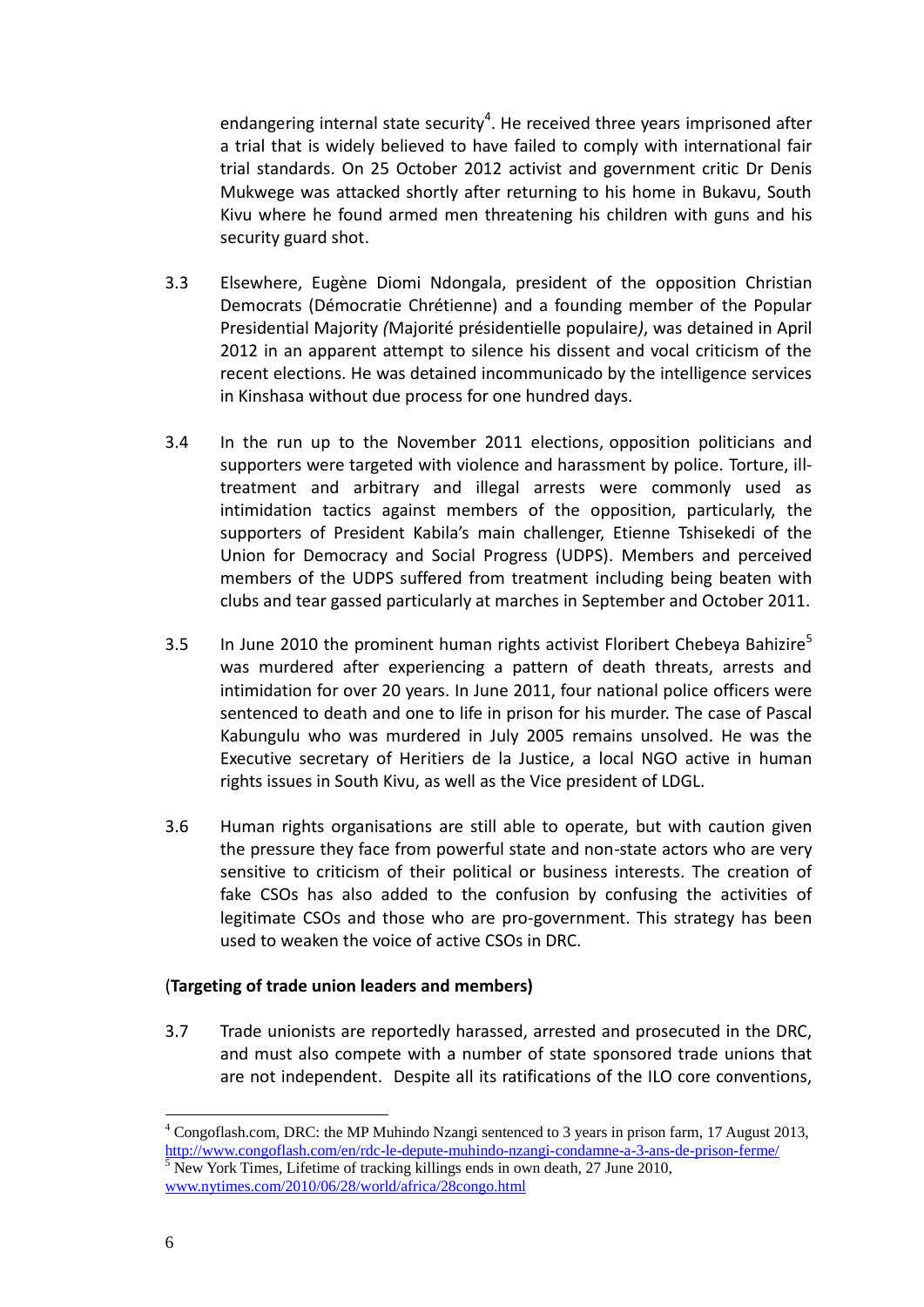endangering internal state security[4]. He received three years imprisoned after a trial that is widely believed to have failed to comply with international fair trial standards. On 25 October 2012 activist and government critic Dr Denis Mukwege was attacked shortly after returning to his home in Bukavu, South Kivu where he found armed men threatening his children with guns and his security guard shot.

3.3 Elsewhere, Eugène Diomi Ndongala, president of the opposition Christian Democrats (Démocratie Chrétienne) and a founding member of the Popular Presidential Majority *(*Majorité présidentielle populaire*)*, was detained in April 2012 in an apparent attempt to silence his dissent and vocal criticism of the recent elections. He was detained incommunicado by the intelligence services in Kinshasa without due process for one hundred days.

3.4 In the run up to the November 2011 elections, opposition politicians and supporters were targeted with violence and harassment by police. Torture, ill-treatment and arbitrary and illegal arrests were commonly used as intimidation tactics against members of the opposition, particularly, the supporters of President Kabila's main challenger, Etienne Tshisekedi of the Union for Democracy and Social Progress (UDPS). Members and perceived members of the UDPS suffered from treatment including being beaten with clubs and tear gassed particularly at marches in September and October 2011.

3.5 In June 2010 the prominent human rights activist Floribert Chebeya Bahizire[5] was murdered after experiencing a pattern of death threats, arrests and intimidation for over 20 years. In June 2011, four national police officers were sentenced to death and one to life in prison for his murder. The case of Pascal Kabungulu who was murdered in July 2005 remains unsolved. He was the Executive secretary of Heritiers de la Justice, a local NGO active in human rights issues in South Kivu, as well as the Vice president of LDGL.

3.6 Human rights organisations are still able to operate, but with caution given the pressure they face from powerful state and non-state actors who are very sensitive to criticism of their political or business interests. The creation of fake CSOs has also added to the confusion by confusing the activities of legitimate CSOs and those who are pro-government. This strategy has been used to weaken the voice of active CSOs in DRC.

(**Targeting of trade union leaders and members)**

3.7 Trade unionists are reportedly harassed, arrested and prosecuted in the DRC, and must also compete with a number of state sponsored trade unions that are not independent. Despite all its ratifications of the ILO core conventions,

---

[4] Congoflash.com, DRC: the MP Muhindo Nzangi sentenced to 3 years in prison farm, 17 August 2013, http://www.congoflash.com/en/rdc-le-depute-muhindo-nzangi-condamne-a-3-ans-de-prison-ferme/

[5] New York Times, Lifetime of tracking killings ends in own death, 27 June 2010, www.nytimes.com/2010/06/28/world/africa/28congo.html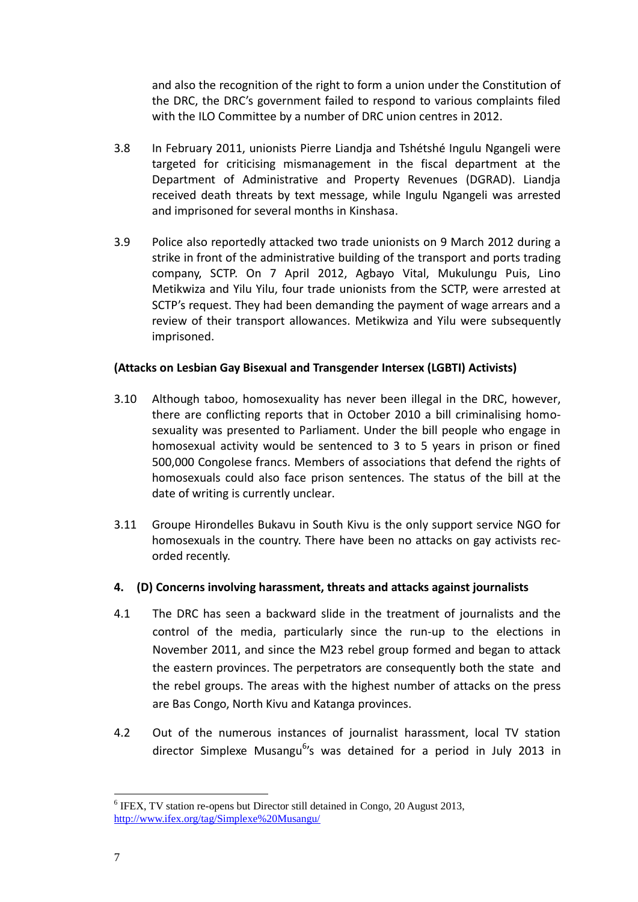and also the recognition of the right to form a union under the Constitution of the DRC, the DRC's government failed to respond to various complaints filed with the ILO Committee by a number of DRC union centres in 2012.

3.8 In February 2011, unionists Pierre Liandja and Tshétshé Ingulu Ngangeli were targeted for criticising mismanagement in the fiscal department at the Department of Administrative and Property Revenues (DGRAD). Liandja received death threats by text message, while Ingulu Ngangeli was arrested and imprisoned for several months in Kinshasa.

3.9 Police also reportedly attacked two trade unionists on 9 March 2012 during a strike in front of the administrative building of the transport and ports trading company, SCTP. On 7 April 2012, Agbayo Vital, Mukulungu Puis, Lino Metikwiza and Yilu Yilu, four trade unionists from the SCTP, were arrested at SCTP's request. They had been demanding the payment of wage arrears and a review of their transport allowances. Metikwiza and Yilu were subsequently imprisoned.

**(Attacks on Lesbian Gay Bisexual and Transgender Intersex (LGBTI) Activists)**

3.10 Although taboo, homosexuality has never been illegal in the DRC, however, there are conflicting reports that in October 2010 a bill criminalising homosexuality was presented to Parliament. Under the bill people who engage in homosexual activity would be sentenced to 3 to 5 years in prison or fined 500,000 Congolese francs. Members of associations that defend the rights of homosexuals could also face prison sentences. The status of the bill at the date of writing is currently unclear.

3.11 Groupe Hirondelles Bukavu in South Kivu is the only support service NGO for homosexuals in the country. There have been no attacks on gay activists recorded recently.

## 4. (D) Concerns involving harassment, threats and attacks against journalists

4.1 The DRC has seen a backward slide in the treatment of journalists and the control of the media, particularly since the run-up to the elections in November 2011, and since the M23 rebel group formed and began to attack the eastern provinces. The perpetrators are consequently both the state and the rebel groups. The areas with the highest number of attacks on the press are Bas Congo, North Kivu and Katanga provinces.

4.2 Out of the numerous instances of journalist harassment, local TV station director Simplexe Musangu[6]'s was detained for a period in July 2013 in

---

[6] IFEX, TV station re-opens but Director still detained in Congo, 20 August 2013, http://www.ifex.org/tag/Simplexe%20Musangu/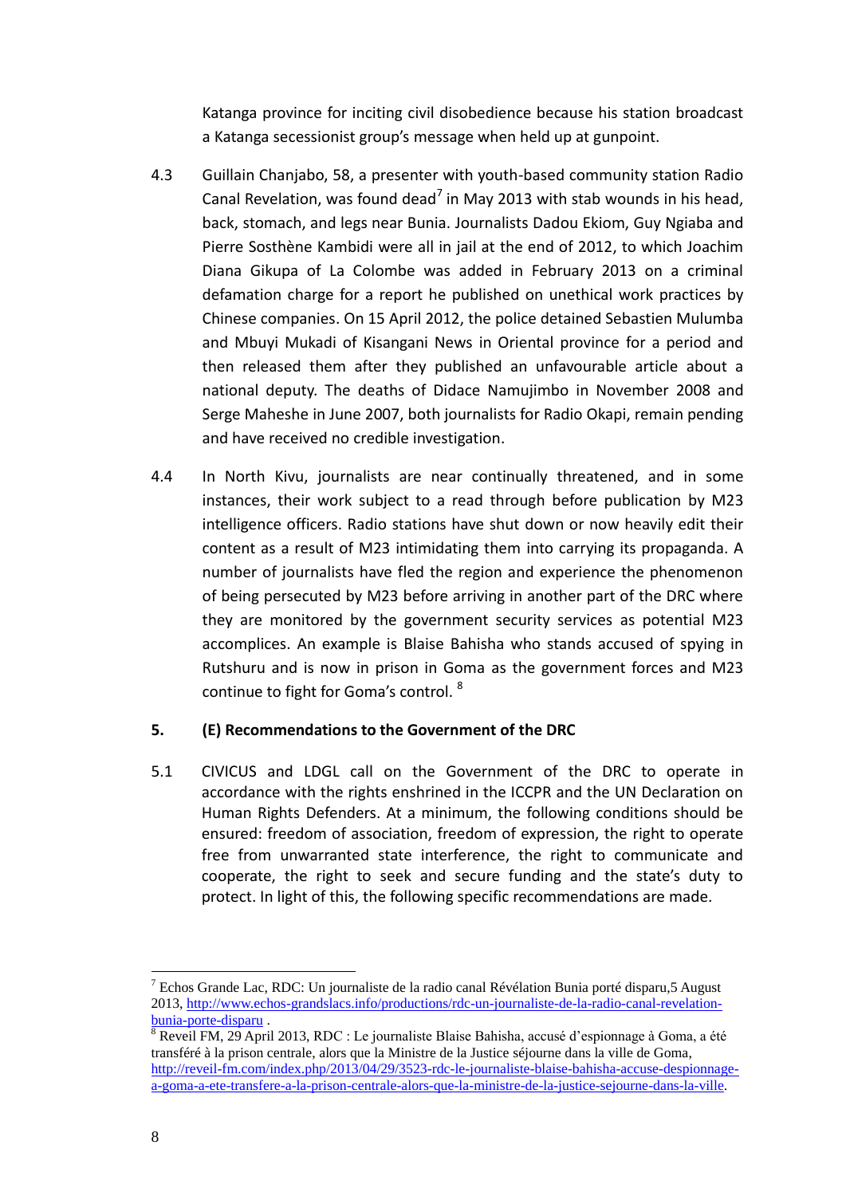Katanga province for inciting civil disobedience because his station broadcast a Katanga secessionist group's message when held up at gunpoint.

4.3 Guillain Chanjabo, 58, a presenter with youth-based community station Radio Canal Revelation, was found dead[7] in May 2013 with stab wounds in his head, back, stomach, and legs near Bunia. Journalists Dadou Ekiom, Guy Ngiaba and Pierre Sosthène Kambidi were all in jail at the end of 2012, to which Joachim Diana Gikupa of La Colombe was added in February 2013 on a criminal defamation charge for a report he published on unethical work practices by Chinese companies. On 15 April 2012, the police detained Sebastien Mulumba and Mbuyi Mukadi of Kisangani News in Oriental province for a period and then released them after they published an unfavourable article about a national deputy. The deaths of Didace Namujimbo in November 2008 and Serge Maheshe in June 2007, both journalists for Radio Okapi, remain pending and have received no credible investigation.

4.4 In North Kivu, journalists are near continually threatened, and in some instances, their work subject to a read through before publication by M23 intelligence officers. Radio stations have shut down or now heavily edit their content as a result of M23 intimidating them into carrying its propaganda. A number of journalists have fled the region and experience the phenomenon of being persecuted by M23 before arriving in another part of the DRC where they are monitored by the government security services as potential M23 accomplices. An example is Blaise Bahisha who stands accused of spying in Rutshuru and is now in prison in Goma as the government forces and M23 continue to fight for Goma's control. [8]

## 5. (E) Recommendations to the Government of the DRC

5.1 CIVICUS and LDGL call on the Government of the DRC to operate in accordance with the rights enshrined in the ICCPR and the UN Declaration on Human Rights Defenders. At a minimum, the following conditions should be ensured: freedom of association, freedom of expression, the right to operate free from unwarranted state interference, the right to communicate and cooperate, the right to seek and secure funding and the state's duty to protect. In light of this, the following specific recommendations are made.

---

[7] Echos Grande Lac, RDC: Un journaliste de la radio canal Révélation Bunia porté disparu,5 August 2013, http://www.echos-grandslacs.info/productions/rdc-un-journaliste-de-la-radio-canal-revelation-bunia-porte-disparu .

[8] Reveil FM, 29 April 2013, RDC : Le journaliste Blaise Bahisha, accusé d'espionnage à Goma, a été transféré à la prison centrale, alors que la Ministre de la Justice séjourne dans la ville de Goma, http://reveil-fm.com/index.php/2013/04/29/3523-rdc-le-journaliste-blaise-bahisha-accuse-despionnage-a-goma-a-ete-transfere-a-la-prison-centrale-alors-que-la-ministre-de-la-justice-sejourne-dans-la-ville.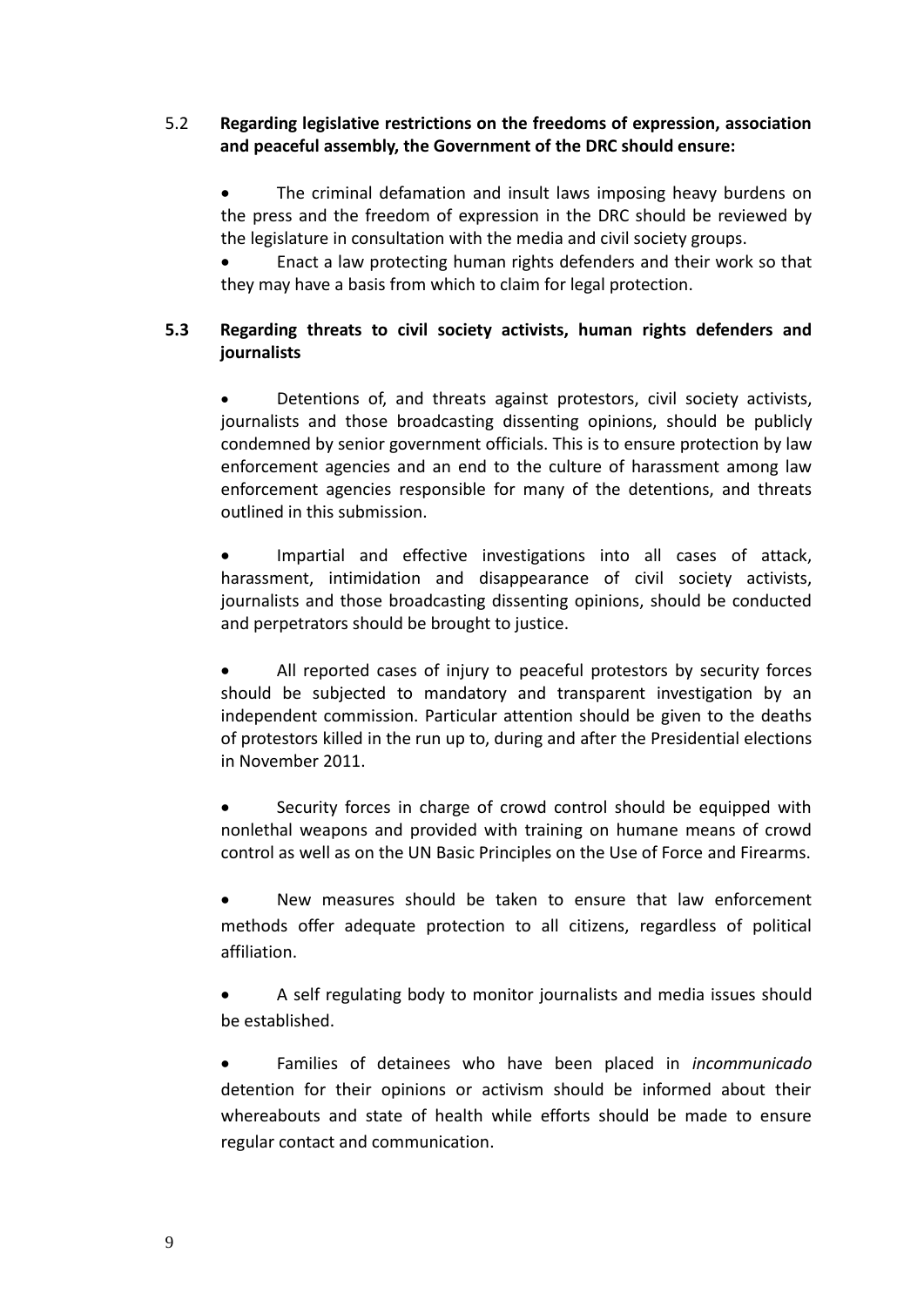### 5.2 **Regarding legislative restrictions on the freedoms of expression, association and peaceful assembly, the Government of the DRC should ensure:**

- The criminal defamation and insult laws imposing heavy burdens on the press and the freedom of expression in the DRC should be reviewed by the legislature in consultation with the media and civil society groups.
- Enact a law protecting human rights defenders and their work so that they may have a basis from which to claim for legal protection.

### **5.3 Regarding threats to civil society activists, human rights defenders and journalists**

- Detentions of, and threats against protestors, civil society activists, journalists and those broadcasting dissenting opinions, should be publicly condemned by senior government officials. This is to ensure protection by law enforcement agencies and an end to the culture of harassment among law enforcement agencies responsible for many of the detentions, and threats outlined in this submission.

- Impartial and effective investigations into all cases of attack, harassment, intimidation and disappearance of civil society activists, journalists and those broadcasting dissenting opinions, should be conducted and perpetrators should be brought to justice.

- All reported cases of injury to peaceful protestors by security forces should be subjected to mandatory and transparent investigation by an independent commission. Particular attention should be given to the deaths of protestors killed in the run up to, during and after the Presidential elections in November 2011.

- Security forces in charge of crowd control should be equipped with nonlethal weapons and provided with training on humane means of crowd control as well as on the UN Basic Principles on the Use of Force and Firearms.

- New measures should be taken to ensure that law enforcement methods offer adequate protection to all citizens, regardless of political affiliation.

- A self regulating body to monitor journalists and media issues should be established.

- Families of detainees who have been placed in *incommunicado* detention for their opinions or activism should be informed about their whereabouts and state of health while efforts should be made to ensure regular contact and communication.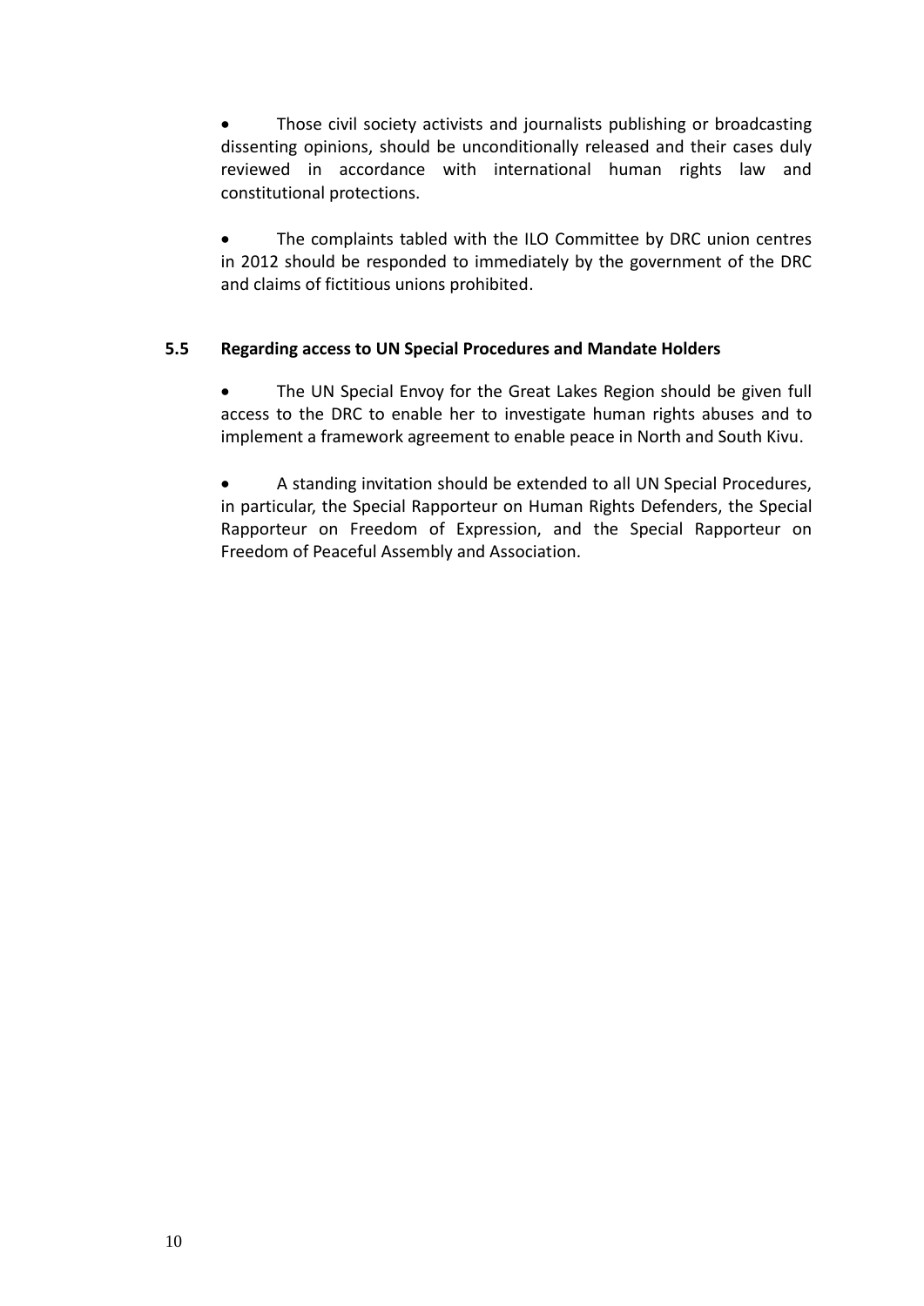- Those civil society activists and journalists publishing or broadcasting dissenting opinions, should be unconditionally released and their cases duly reviewed in accordance with international human rights law and constitutional protections.

- The complaints tabled with the ILO Committee by DRC union centres in 2012 should be responded to immediately by the government of the DRC and claims of fictitious unions prohibited.

### 5.5 Regarding access to UN Special Procedures and Mandate Holders

- The UN Special Envoy for the Great Lakes Region should be given full access to the DRC to enable her to investigate human rights abuses and to implement a framework agreement to enable peace in North and South Kivu.

- A standing invitation should be extended to all UN Special Procedures, in particular, the Special Rapporteur on Human Rights Defenders, the Special Rapporteur on Freedom of Expression, and the Special Rapporteur on Freedom of Peaceful Assembly and Association.